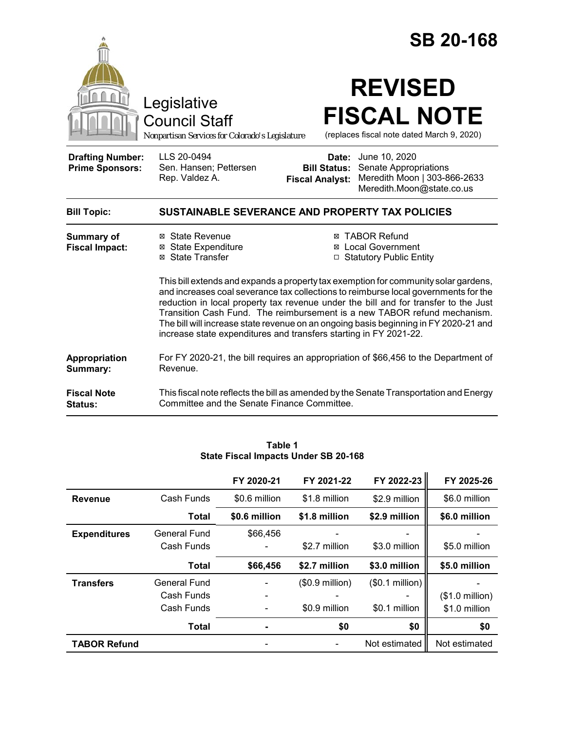# SB 20-168

Legislative Council Staff

*Nonpartisan Services for Colorado's Legislature*

# REVISED FISCAL NOTE

(replaces fiscal note dated March 9, 2020)

| | | | |
|---|---|---|---|
| **Drafting Number:** | LLS 20-0494 | **Date:** | June 10, 2020 |
| **Prime Sponsors:** | Sen. Hansen; Pettersen<br>Rep. Valdez A. | **Bill Status:** | Senate Appropriations |
| | | **Fiscal Analyst:** | Meredith Moon \| 303-866-2633<br>Meredith.Moon@state.co.us |

**Bill Topic:** **SUSTAINABLE SEVERANCE AND PROPERTY TAX POLICIES**

**Summary of Fiscal Impact:**

- ☒ State Revenue
- ☒ State Expenditure
- ☒ State Transfer
- ☒ TABOR Refund
- ☒ Local Government
- ☐ Statutory Public Entity

This bill extends and expands a property tax exemption for community solar gardens, and increases coal severance tax collections to reimburse local governments for the reduction in local property tax revenue under the bill and for transfer to the Just Transition Cash Fund. The reimbursement is a new TABOR refund mechanism. The bill will increase state revenue on an ongoing basis beginning in FY 2020-21 and increase state expenditures and transfers starting in FY 2021-22.

**Appropriation Summary:** For FY 2020-21, the bill requires an appropriation of $66,456 to the Department of Revenue.

**Fiscal Note Status:** This fiscal note reflects the bill as amended by the Senate Transportation and Energy Committee and the Senate Finance Committee.

**Table 1**
**State Fiscal Impacts Under SB 20-168**

| | | FY 2020-21 | FY 2021-22 | FY 2022-23 | FY 2025-26 |
|---|---|---|---|---|---|
| **Revenue** | Cash Funds | $0.6 million | $1.8 million | $2.9 million | $6.0 million |
| | **Total** | **$0.6 million** | **$1.8 million** | **$2.9 million** | **$6.0 million** |
| **Expenditures** | General Fund | $66,456 | - | - | - |
| | Cash Funds | - | $2.7 million | $3.0 million | $5.0 million |
| | **Total** | **$66,456** | **$2.7 million** | **$3.0 million** | **$5.0 million** |
| **Transfers** | General Fund | - | ($0.9 million) | ($0.1 million) | - |
| | Cash Funds | - | - | - | ($1.0 million) |
| | Cash Funds | - | $0.9 million | $0.1 million | $1.0 million |
| | **Total** | **-** | **$0** | **$0** | **$0** |
| **TABOR Refund** | | - | - | Not estimated | Not estimated |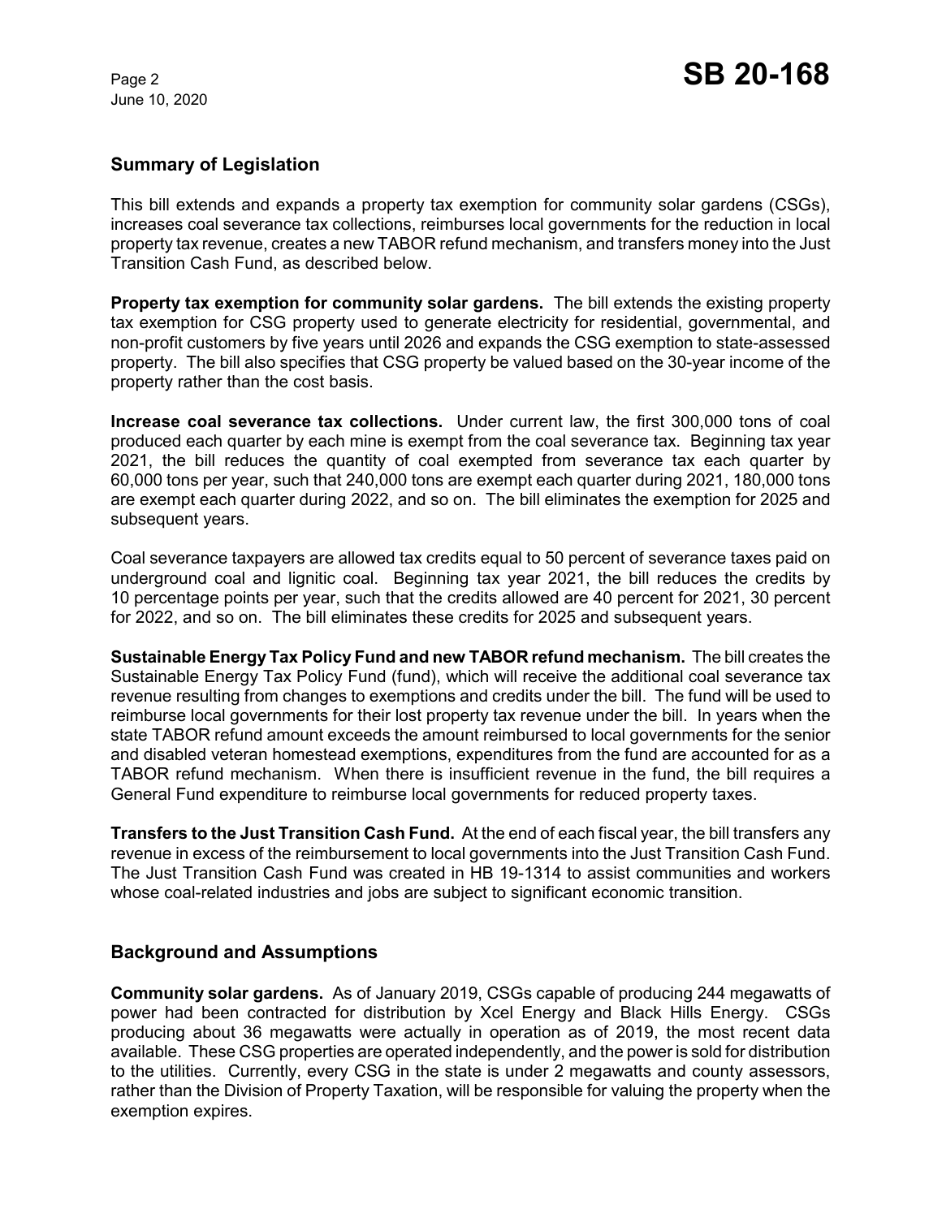## Summary of Legislation

This bill extends and expands a property tax exemption for community solar gardens (CSGs), increases coal severance tax collections, reimburses local governments for the reduction in local property tax revenue, creates a new TABOR refund mechanism, and transfers money into the Just Transition Cash Fund, as described below.

**Property tax exemption for community solar gardens.** The bill extends the existing property tax exemption for CSG property used to generate electricity for residential, governmental, and non-profit customers by five years until 2026 and expands the CSG exemption to state-assessed property. The bill also specifies that CSG property be valued based on the 30-year income of the property rather than the cost basis.

**Increase coal severance tax collections.** Under current law, the first 300,000 tons of coal produced each quarter by each mine is exempt from the coal severance tax. Beginning tax year 2021, the bill reduces the quantity of coal exempted from severance tax each quarter by 60,000 tons per year, such that 240,000 tons are exempt each quarter during 2021, 180,000 tons are exempt each quarter during 2022, and so on. The bill eliminates the exemption for 2025 and subsequent years.

Coal severance taxpayers are allowed tax credits equal to 50 percent of severance taxes paid on underground coal and lignitic coal. Beginning tax year 2021, the bill reduces the credits by 10 percentage points per year, such that the credits allowed are 40 percent for 2021, 30 percent for 2022, and so on. The bill eliminates these credits for 2025 and subsequent years.

**Sustainable Energy Tax Policy Fund and new TABOR refund mechanism.** The bill creates the Sustainable Energy Tax Policy Fund (fund), which will receive the additional coal severance tax revenue resulting from changes to exemptions and credits under the bill. The fund will be used to reimburse local governments for their lost property tax revenue under the bill. In years when the state TABOR refund amount exceeds the amount reimbursed to local governments for the senior and disabled veteran homestead exemptions, expenditures from the fund are accounted for as a TABOR refund mechanism. When there is insufficient revenue in the fund, the bill requires a General Fund expenditure to reimburse local governments for reduced property taxes.

**Transfers to the Just Transition Cash Fund.** At the end of each fiscal year, the bill transfers any revenue in excess of the reimbursement to local governments into the Just Transition Cash Fund. The Just Transition Cash Fund was created in HB 19-1314 to assist communities and workers whose coal-related industries and jobs are subject to significant economic transition.

## Background and Assumptions

**Community solar gardens.** As of January 2019, CSGs capable of producing 244 megawatts of power had been contracted for distribution by Xcel Energy and Black Hills Energy. CSGs producing about 36 megawatts were actually in operation as of 2019, the most recent data available. These CSG properties are operated independently, and the power is sold for distribution to the utilities. Currently, every CSG in the state is under 2 megawatts and county assessors, rather than the Division of Property Taxation, will be responsible for valuing the property when the exemption expires.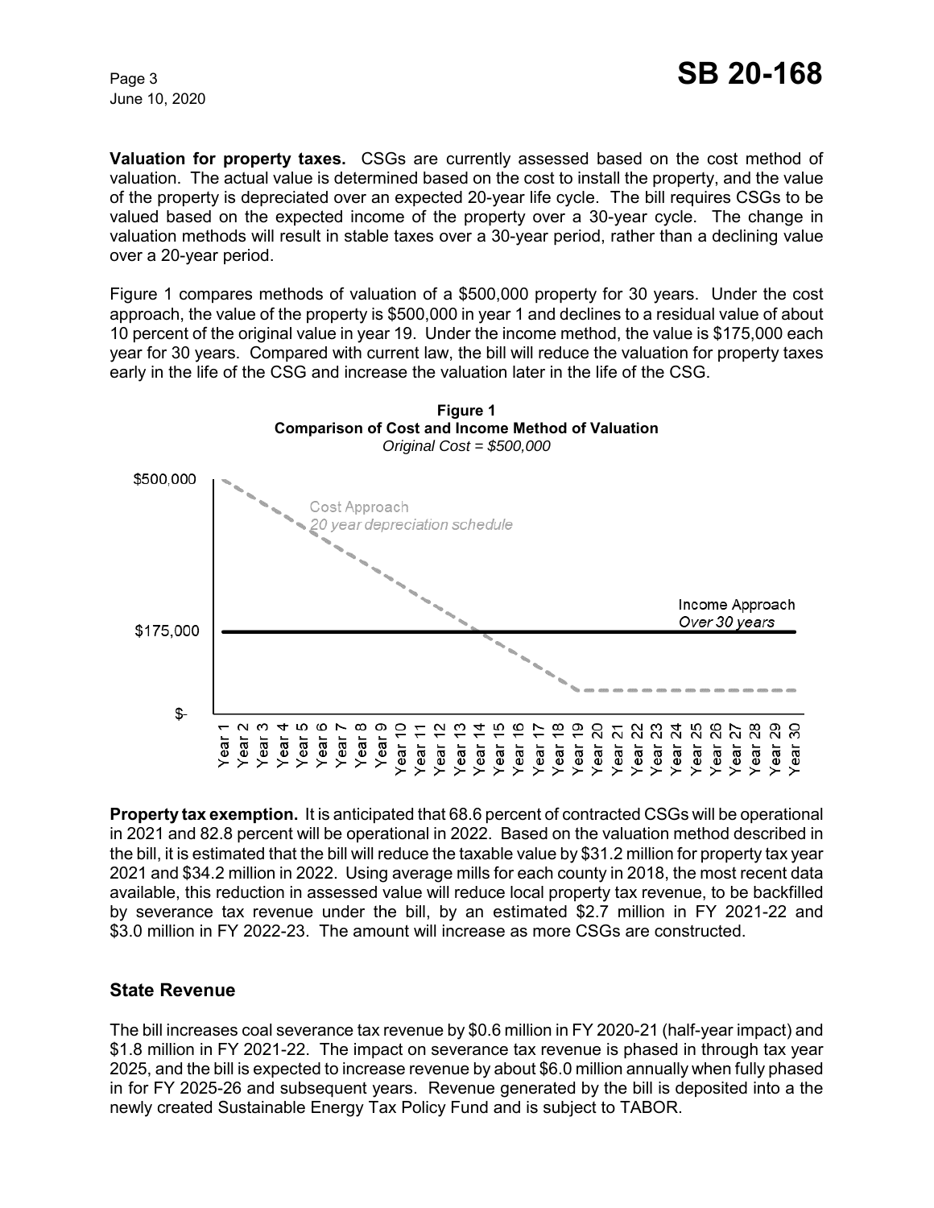**Valuation for property taxes.** CSGs are currently assessed based on the cost method of valuation. The actual value is determined based on the cost to install the property, and the value of the property is depreciated over an expected 20-year life cycle. The bill requires CSGs to be valued based on the expected income of the property over a 30-year cycle. The change in valuation methods will result in stable taxes over a 30-year period, rather than a declining value over a 20-year period.

Figure 1 compares methods of valuation of a $500,000 property for 30 years. Under the cost approach, the value of the property is $500,000 in year 1 and declines to a residual value of about 10 percent of the original value in year 19. Under the income method, the value is $175,000 each year for 30 years. Compared with current law, the bill will reduce the valuation for property taxes early in the life of the CSG and increase the valuation later in the life of the CSG.

**Figure 1**
**Comparison of Cost and Income Method of Valuation**
*Original Cost = $500,000*

**Property tax exemption.** It is anticipated that 68.6 percent of contracted CSGs will be operational in 2021 and 82.8 percent will be operational in 2022. Based on the valuation method described in the bill, it is estimated that the bill will reduce the taxable value by $31.2 million for property tax year 2021 and $34.2 million in 2022. Using average mills for each county in 2018, the most recent data available, this reduction in assessed value will reduce local property tax revenue, to be backfilled by severance tax revenue under the bill, by an estimated $2.7 million in FY 2021-22 and $3.0 million in FY 2022-23. The amount will increase as more CSGs are constructed.

## State Revenue

The bill increases coal severance tax revenue by $0.6 million in FY 2020-21 (half-year impact) and $1.8 million in FY 2021-22. The impact on severance tax revenue is phased in through tax year 2025, and the bill is expected to increase revenue by about $6.0 million annually when fully phased in for FY 2025-26 and subsequent years. Revenue generated by the bill is deposited into a the newly created Sustainable Energy Tax Policy Fund and is subject to TABOR.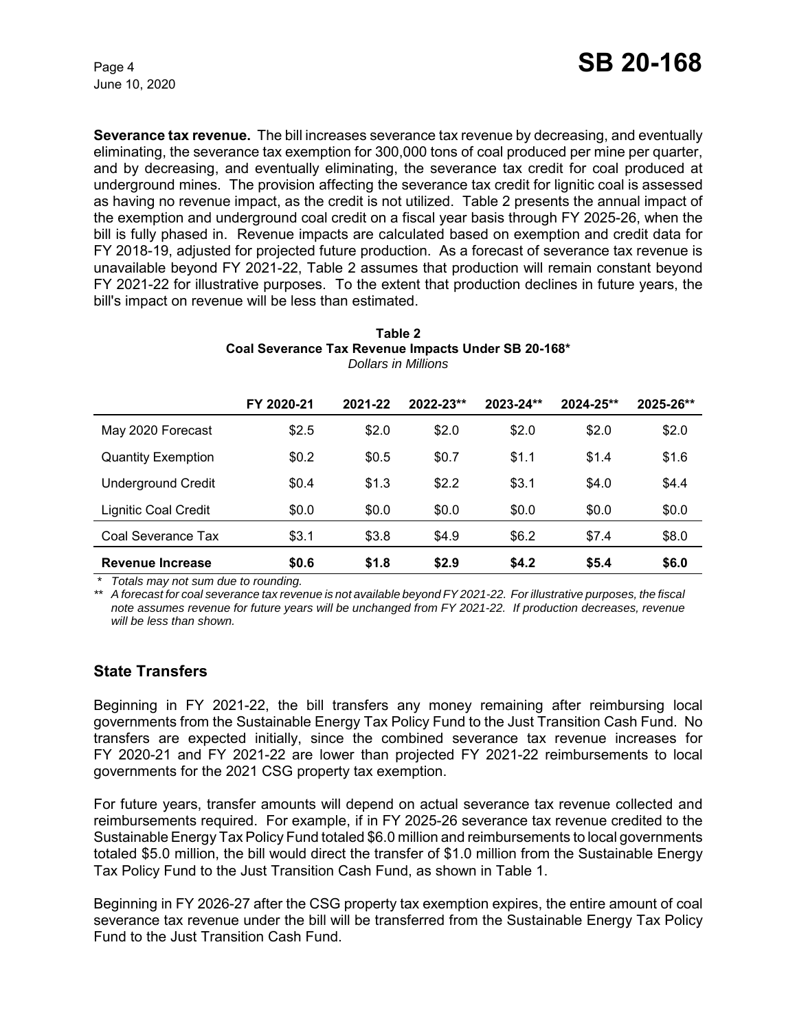**Severance tax revenue.** The bill increases severance tax revenue by decreasing, and eventually eliminating, the severance tax exemption for 300,000 tons of coal produced per mine per quarter, and by decreasing, and eventually eliminating, the severance tax credit for coal produced at underground mines. The provision affecting the severance tax credit for lignitic coal is assessed as having no revenue impact, as the credit is not utilized. Table 2 presents the annual impact of the exemption and underground coal credit on a fiscal year basis through FY 2025-26, when the bill is fully phased in. Revenue impacts are calculated based on exemption and credit data for FY 2018-19, adjusted for projected future production. As a forecast of severance tax revenue is unavailable beyond FY 2021-22, Table 2 assumes that production will remain constant beyond FY 2021-22 for illustrative purposes. To the extent that production declines in future years, the bill's impact on revenue will be less than estimated.

**Table 2**
**Coal Severance Tax Revenue Impacts Under SB 20-168***
*Dollars in Millions*

| | FY 2020-21 | 2021-22 | 2022-23** | 2023-24** | 2024-25** | 2025-26** |
|---|---|---|---|---|---|---|
| May 2020 Forecast | $2.5 | $2.0 | $2.0 | $2.0 | $2.0 | $2.0 |
| Quantity Exemption | $0.2 | $0.5 | $0.7 | $1.1 | $1.4 | $1.6 |
| Underground Credit | $0.4 | $1.3 | $2.2 | $3.1 | $4.0 | $4.4 |
| Lignitic Coal Credit | $0.0 | $0.0 | $0.0 | $0.0 | $0.0 | $0.0 |
| Coal Severance Tax | $3.1 | $3.8 | $4.9 | $6.2 | $7.4 | $8.0 |
| **Revenue Increase** | **$0.6** | **$1.8** | **$2.9** | **$4.2** | **$5.4** | **$6.0** |

*\* Totals may not sum due to rounding.*
*\*\* A forecast for coal severance tax revenue is not available beyond FY 2021-22. For illustrative purposes, the fiscal note assumes revenue for future years will be unchanged from FY 2021-22. If production decreases, revenue will be less than shown.*

## State Transfers

Beginning in FY 2021-22, the bill transfers any money remaining after reimbursing local governments from the Sustainable Energy Tax Policy Fund to the Just Transition Cash Fund. No transfers are expected initially, since the combined severance tax revenue increases for FY 2020-21 and FY 2021-22 are lower than projected FY 2021-22 reimbursements to local governments for the 2021 CSG property tax exemption.

For future years, transfer amounts will depend on actual severance tax revenue collected and reimbursements required. For example, if in FY 2025-26 severance tax revenue credited to the Sustainable Energy Tax Policy Fund totaled $6.0 million and reimbursements to local governments totaled $5.0 million, the bill would direct the transfer of $1.0 million from the Sustainable Energy Tax Policy Fund to the Just Transition Cash Fund, as shown in Table 1.

Beginning in FY 2026-27 after the CSG property tax exemption expires, the entire amount of coal severance tax revenue under the bill will be transferred from the Sustainable Energy Tax Policy Fund to the Just Transition Cash Fund.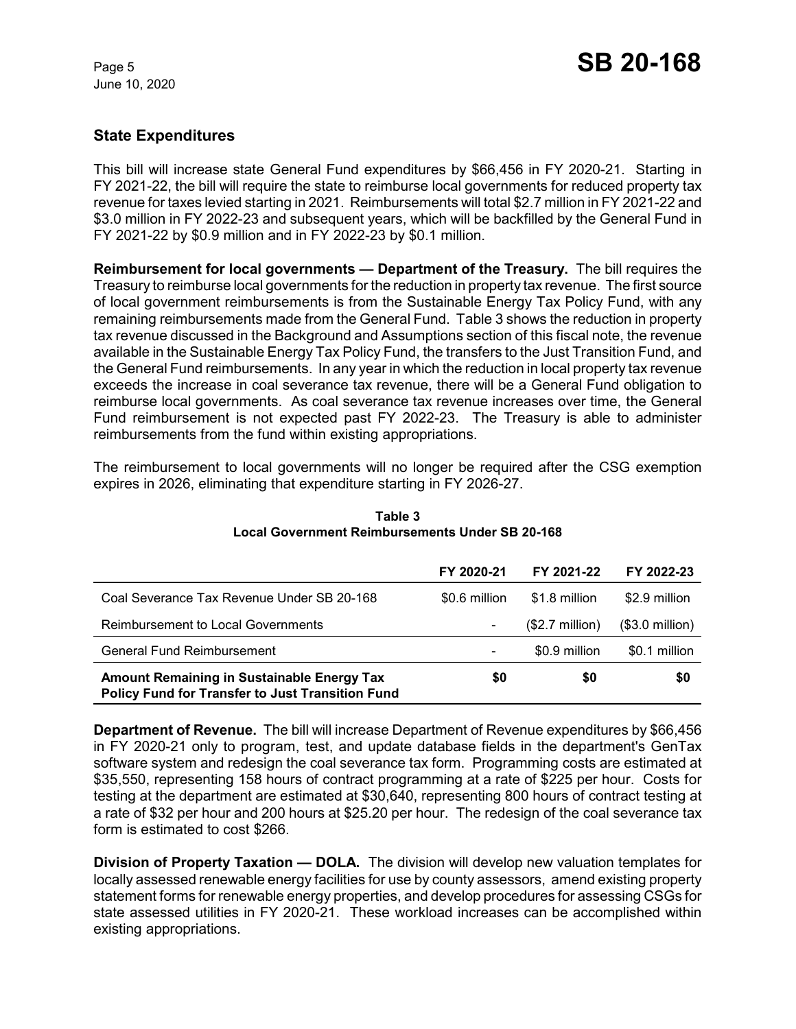## State Expenditures

This bill will increase state General Fund expenditures by $66,456 in FY 2020-21. Starting in FY 2021-22, the bill will require the state to reimburse local governments for reduced property tax revenue for taxes levied starting in 2021. Reimbursements will total $2.7 million in FY 2021-22 and $3.0 million in FY 2022-23 and subsequent years, which will be backfilled by the General Fund in FY 2021-22 by $0.9 million and in FY 2022-23 by $0.1 million.

**Reimbursement for local governments — Department of the Treasury.** The bill requires the Treasury to reimburse local governments for the reduction in property tax revenue. The first source of local government reimbursements is from the Sustainable Energy Tax Policy Fund, with any remaining reimbursements made from the General Fund. Table 3 shows the reduction in property tax revenue discussed in the Background and Assumptions section of this fiscal note, the revenue available in the Sustainable Energy Tax Policy Fund, the transfers to the Just Transition Fund, and the General Fund reimbursements. In any year in which the reduction in local property tax revenue exceeds the increase in coal severance tax revenue, there will be a General Fund obligation to reimburse local governments. As coal severance tax revenue increases over time, the General Fund reimbursement is not expected past FY 2022-23. The Treasury is able to administer reimbursements from the fund within existing appropriations.

The reimbursement to local governments will no longer be required after the CSG exemption expires in 2026, eliminating that expenditure starting in FY 2026-27.

**Table 3**
**Local Government Reimbursements Under SB 20-168**

| | FY 2020-21 | FY 2021-22 | FY 2022-23 |
|---|---|---|---|
| Coal Severance Tax Revenue Under SB 20-168 | $0.6 million | $1.8 million | $2.9 million |
| Reimbursement to Local Governments | - | ($2.7 million) | ($3.0 million) |
| General Fund Reimbursement | - | $0.9 million | $0.1 million |
| **Amount Remaining in Sustainable Energy Tax Policy Fund for Transfer to Just Transition Fund** | **$0** | **$0** | **$0** |

**Department of Revenue.** The bill will increase Department of Revenue expenditures by $66,456 in FY 2020-21 only to program, test, and update database fields in the department's GenTax software system and redesign the coal severance tax form. Programming costs are estimated at $35,550, representing 158 hours of contract programming at a rate of $225 per hour. Costs for testing at the department are estimated at $30,640, representing 800 hours of contract testing at a rate of $32 per hour and 200 hours at $25.20 per hour. The redesign of the coal severance tax form is estimated to cost $266.

**Division of Property Taxation — DOLA.** The division will develop new valuation templates for locally assessed renewable energy facilities for use by county assessors, amend existing property statement forms for renewable energy properties, and develop procedures for assessing CSGs for state assessed utilities in FY 2020-21. These workload increases can be accomplished within existing appropriations.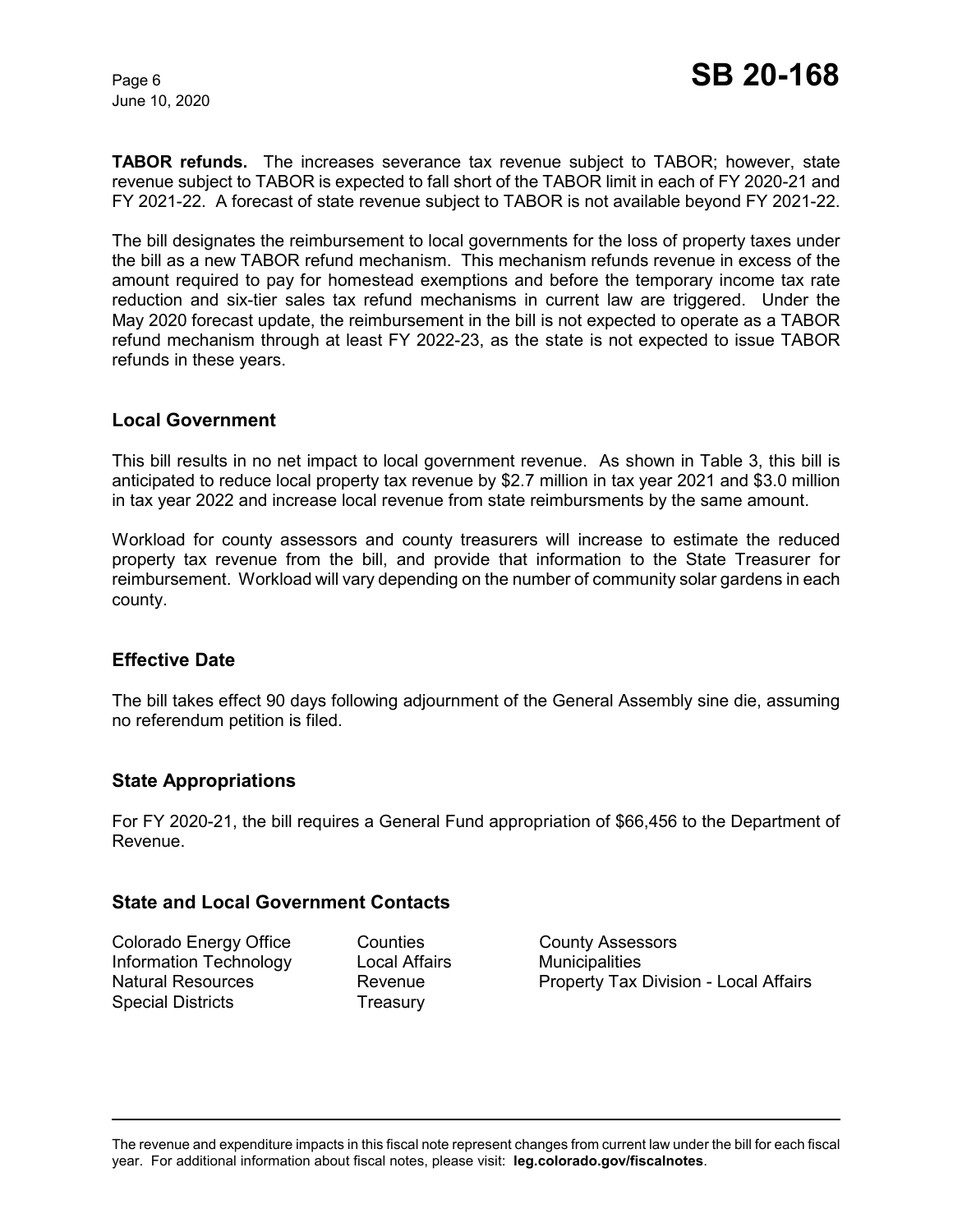**TABOR refunds.** The increases severance tax revenue subject to TABOR; however, state revenue subject to TABOR is expected to fall short of the TABOR limit in each of FY 2020-21 and FY 2021-22. A forecast of state revenue subject to TABOR is not available beyond FY 2021-22.

The bill designates the reimbursement to local governments for the loss of property taxes under the bill as a new TABOR refund mechanism. This mechanism refunds revenue in excess of the amount required to pay for homestead exemptions and before the temporary income tax rate reduction and six-tier sales tax refund mechanisms in current law are triggered. Under the May 2020 forecast update, the reimbursement in the bill is not expected to operate as a TABOR refund mechanism through at least FY 2022-23, as the state is not expected to issue TABOR refunds in these years.

## Local Government

This bill results in no net impact to local government revenue. As shown in Table 3, this bill is anticipated to reduce local property tax revenue by $2.7 million in tax year 2021 and $3.0 million in tax year 2022 and increase local revenue from state reimbursments by the same amount.

Workload for county assessors and county treasurers will increase to estimate the reduced property tax revenue from the bill, and provide that information to the State Treasurer for reimbursement. Workload will vary depending on the number of community solar gardens in each county.

## Effective Date

The bill takes effect 90 days following adjournment of the General Assembly sine die, assuming no referendum petition is filed.

## State Appropriations

For FY 2020-21, the bill requires a General Fund appropriation of $66,456 to the Department of Revenue.

## State and Local Government Contacts

Colorado Energy Office
Information Technology
Natural Resources
Special Districts
Counties
Local Affairs
Revenue
Treasury
County Assessors
Municipalities
Property Tax Division - Local Affairs

The revenue and expenditure impacts in this fiscal note represent changes from current law under the bill for each fiscal year. For additional information about fiscal notes, please visit: **leg.colorado.gov/fiscalnotes**.